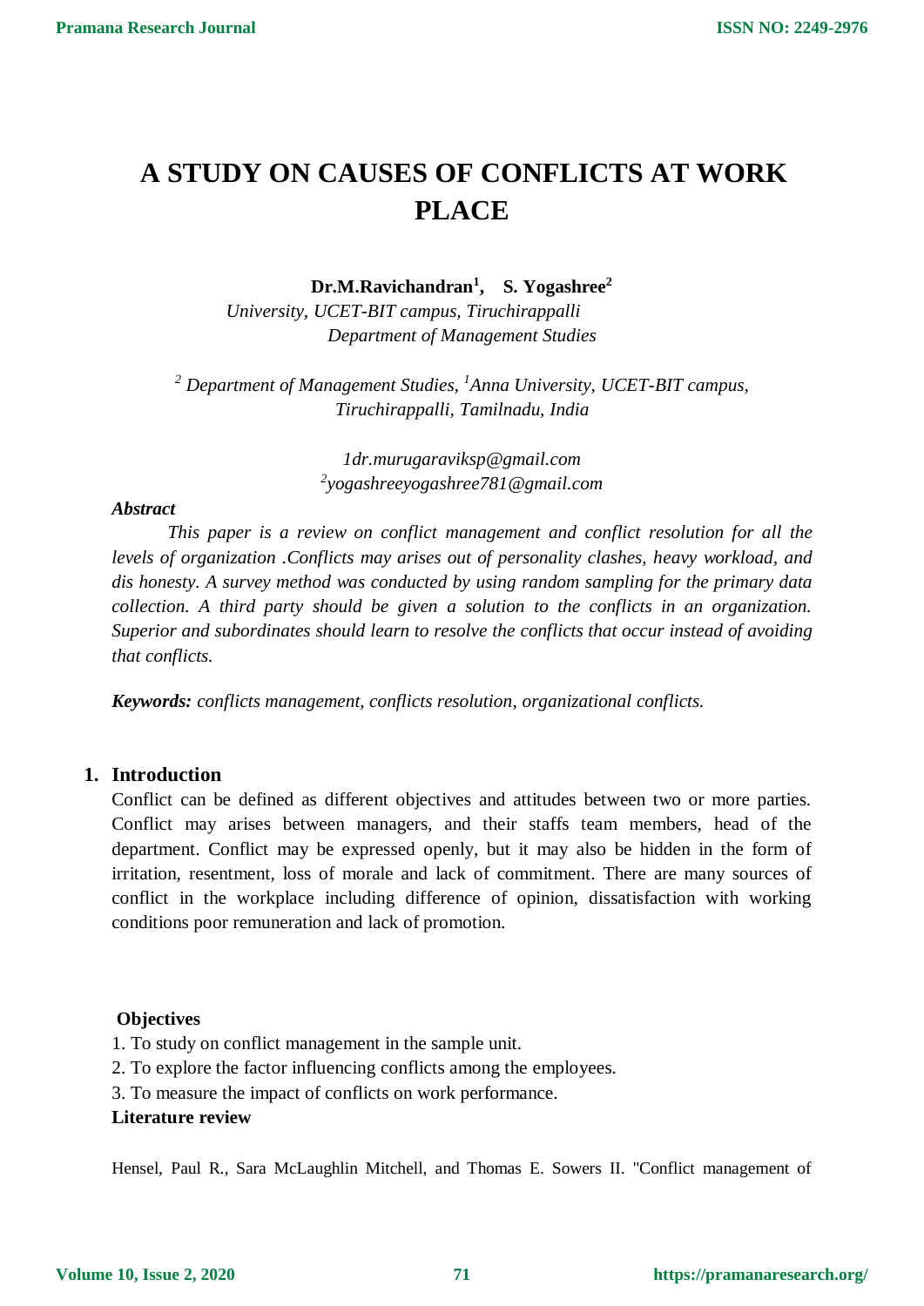# A STUDY ON CAUSES OF CONFLICTS AT WORK PLACE

**Dr.M.Ravichandran[1], S. Yogashree[2]**

*University, UCET-BIT campus, Tiruchirappalli*
*Department of Management Studies*

*[2] Department of Management Studies, [1]Anna University, UCET-BIT campus, Tiruchirappalli, Tamilnadu, India*

*1dr.murugaraviksp@gmail.com*
*[2]yogashreeyogashree781@gmail.com*

***Abstract***

*This paper is a review on conflict management and conflict resolution for all the levels of organization .Conflicts may arises out of personality clashes, heavy workload, and dis honesty. A survey method was conducted by using random sampling for the primary data collection. A third party should be given a solution to the conflicts in an organization. Superior and subordinates should learn to resolve the conflicts that occur instead of avoiding that conflicts.*

***Keywords:*** *conflicts management, conflicts resolution, organizational conflicts.*

## 1. Introduction

Conflict can be defined as different objectives and attitudes between two or more parties. Conflict may arises between managers, and their staffs team members, head of the department. Conflict may be expressed openly, but it may also be hidden in the form of irritation, resentment, loss of morale and lack of commitment. There are many sources of conflict in the workplace including difference of opinion, dissatisfaction with working conditions poor remuneration and lack of promotion.

**Objectives**

1. To study on conflict management in the sample unit.
2. To explore the factor influencing conflicts among the employees.
3. To measure the impact of conflicts on work performance.

**Literature review**

Hensel, Paul R., Sara McLaughlin Mitchell, and Thomas E. Sowers II. "Conflict management of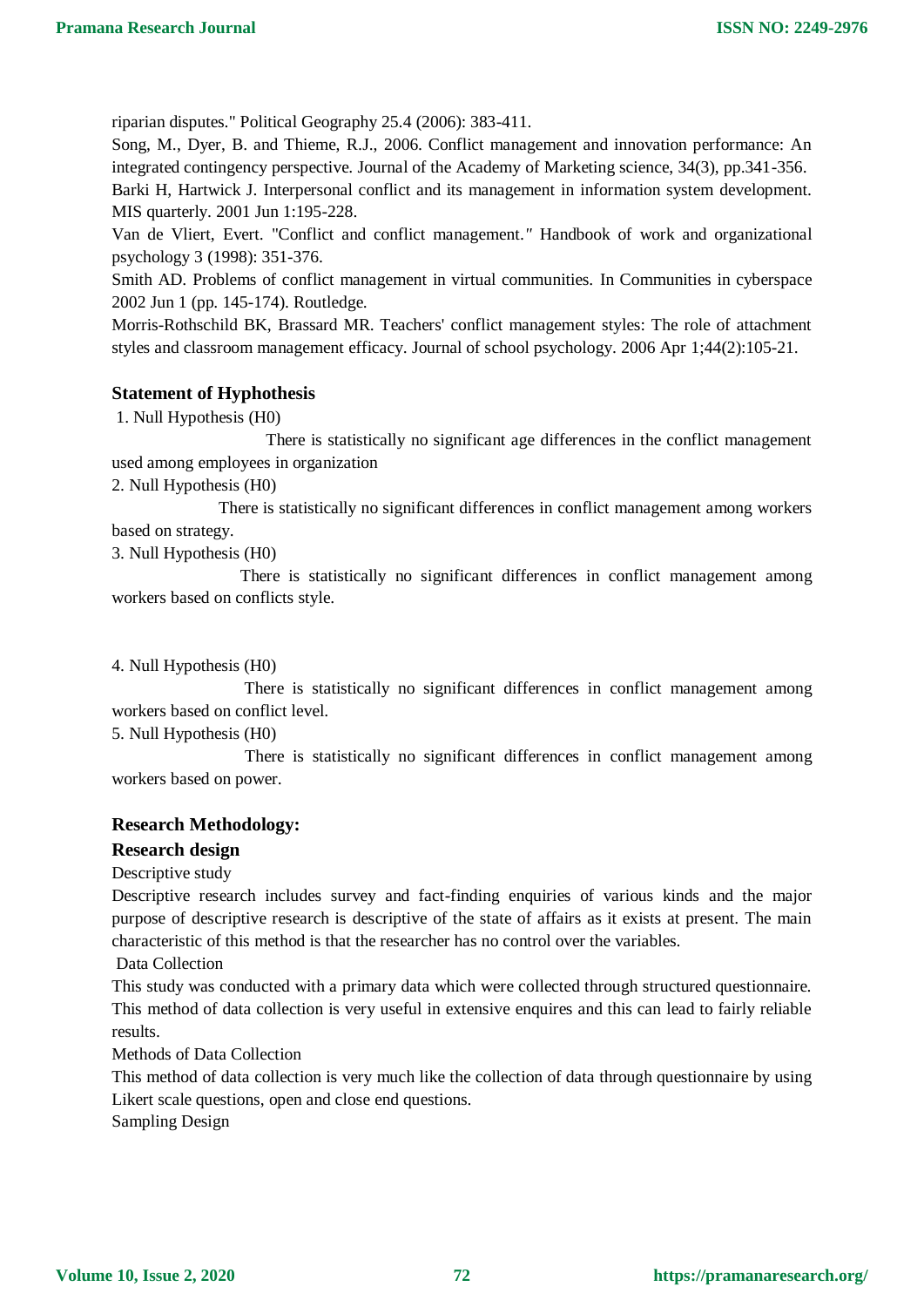riparian disputes." Political Geography 25.4 (2006): 383-411.

Song, M., Dyer, B. and Thieme, R.J., 2006. Conflict management and innovation performance: An integrated contingency perspective. Journal of the Academy of Marketing science, 34(3), pp.341-356.

Barki H, Hartwick J. Interpersonal conflict and its management in information system development. MIS quarterly. 2001 Jun 1:195-228.

Van de Vliert, Evert. "Conflict and conflict management." Handbook of work and organizational psychology 3 (1998): 351-376.

Smith AD. Problems of conflict management in virtual communities. In Communities in cyberspace 2002 Jun 1 (pp. 145-174). Routledge.

Morris-Rothschild BK, Brassard MR. Teachers' conflict management styles: The role of attachment styles and classroom management efficacy. Journal of school psychology. 2006 Apr 1;44(2):105-21.

### Statement of Hyphothesis

1. Null Hypothesis (H0)

There is statistically no significant age differences in the conflict management used among employees in organization

2. Null Hypothesis (H0)

There is statistically no significant differences in conflict management among workers based on strategy.

3. Null Hypothesis (H0)

There is statistically no significant differences in conflict management among workers based on conflicts style.

4. Null Hypothesis (H0)

There is statistically no significant differences in conflict management among workers based on conflict level.

5. Null Hypothesis (H0)

There is statistically no significant differences in conflict management among workers based on power.

### Research Methodology:

### Research design

Descriptive study

Descriptive research includes survey and fact-finding enquiries of various kinds and the major purpose of descriptive research is descriptive of the state of affairs as it exists at present. The main characteristic of this method is that the researcher has no control over the variables.

Data Collection

This study was conducted with a primary data which were collected through structured questionnaire. This method of data collection is very useful in extensive enquires and this can lead to fairly reliable results.

Methods of Data Collection

This method of data collection is very much like the collection of data through questionnaire by using Likert scale questions, open and close end questions.

Sampling Design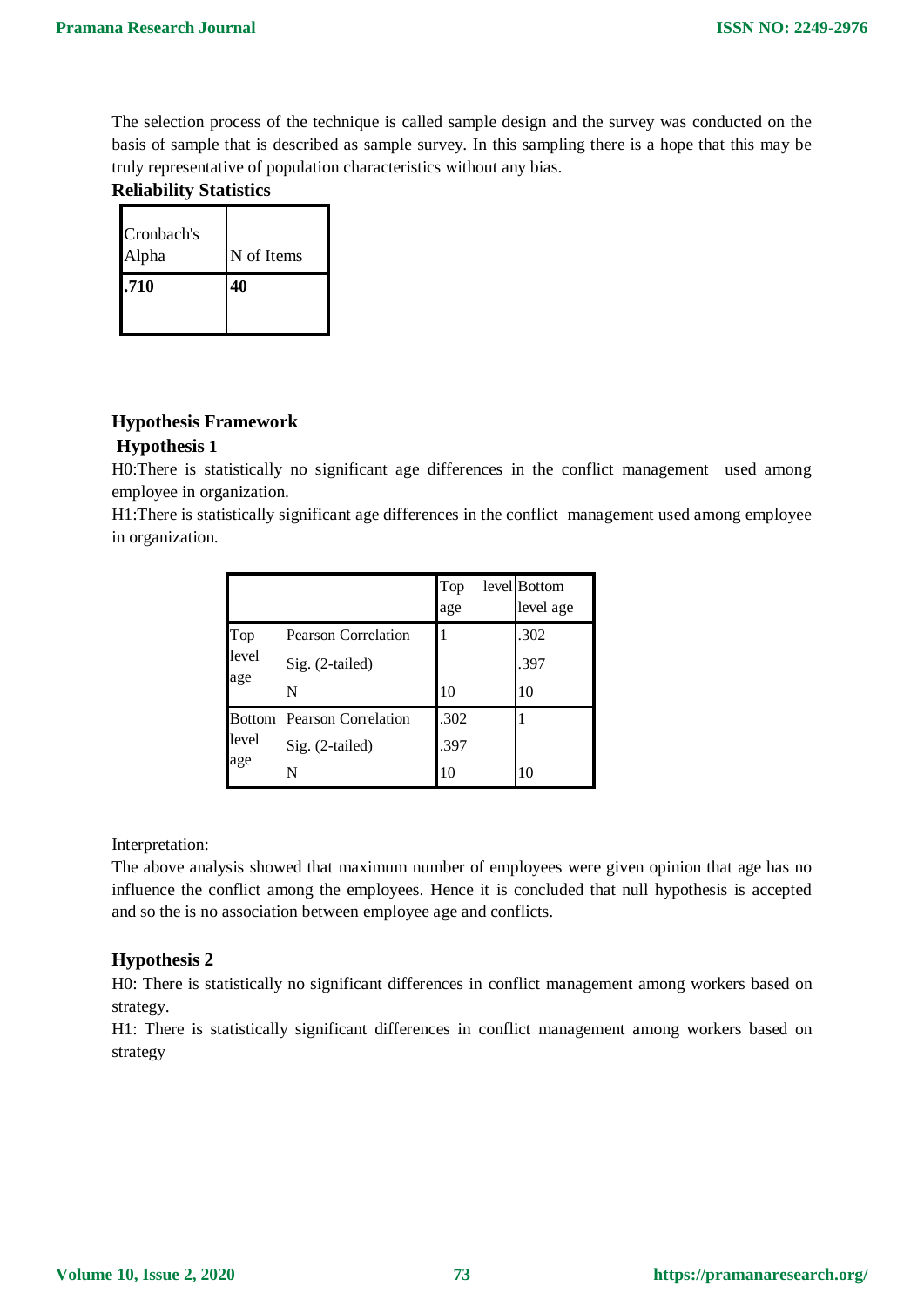The selection process of the technique is called sample design and the survey was conducted on the basis of sample that is described as sample survey. In this sampling there is a hope that this may be truly representative of population characteristics without any bias.

**Reliability Statistics**

| Cronbach's Alpha | N of Items |
|---|---|
| **.710** | **40** |

## Hypothesis Framework

### Hypothesis 1

H0:There is statistically no significant age differences in the conflict management used among employee in organization.

H1:There is statistically significant age differences in the conflict management used among employee in organization.

| | | Top level age | Bottom level age |
|---|---|---|---|
| Top level age | Pearson Correlation | 1 | .302 |
| | Sig. (2-tailed) | | .397 |
| | N | 10 | 10 |
| Bottom level age | Pearson Correlation | .302 | 1 |
| | Sig. (2-tailed) | .397 | |
| | N | 10 | 10 |

Interpretation:

The above analysis showed that maximum number of employees were given opinion that age has no influence the conflict among the employees. Hence it is concluded that null hypothesis is accepted and so the is no association between employee age and conflicts.

### Hypothesis 2

H0: There is statistically no significant differences in conflict management among workers based on strategy.

H1: There is statistically significant differences in conflict management among workers based on strategy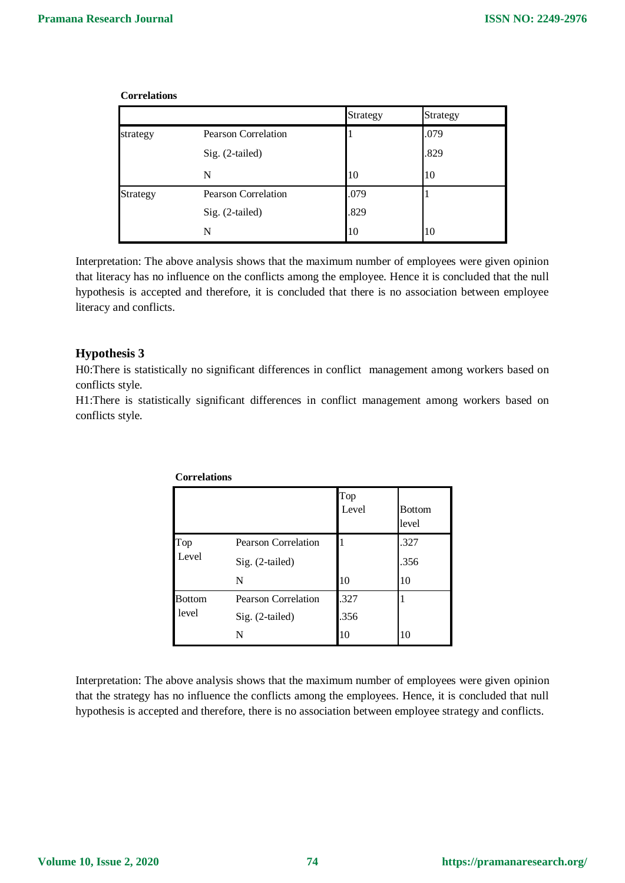**Correlations**

| | | Strategy | Strategy |
|---|---|---|---|
| strategy | Pearson Correlation | 1 | .079 |
| | Sig. (2-tailed) | | .829 |
| | N | 10 | 10 |
| Strategy | Pearson Correlation | .079 | 1 |
| | Sig. (2-tailed) | .829 | |
| | N | 10 | 10 |

Interpretation: The above analysis shows that the maximum number of employees were given opinion that literacy has no influence on the conflicts among the employee. Hence it is concluded that the null hypothesis is accepted and therefore, it is concluded that there is no association between employee literacy and conflicts.

### Hypothesis 3

H0:There is statistically no significant differences in conflict management among workers based on conflicts style.

H1:There is statistically significant differences in conflict management among workers based on conflicts style.

**Correlations**

| | | Top Level | Bottom level |
|---|---|---|---|
| Top Level | Pearson Correlation | 1 | .327 |
| | Sig. (2-tailed) | | .356 |
| | N | 10 | 10 |
| Bottom level | Pearson Correlation | .327 | 1 |
| | Sig. (2-tailed) | .356 | |
| | N | 10 | 10 |

Interpretation: The above analysis shows that the maximum number of employees were given opinion that the strategy has no influence the conflicts among the employees. Hence, it is concluded that null hypothesis is accepted and therefore, there is no association between employee strategy and conflicts.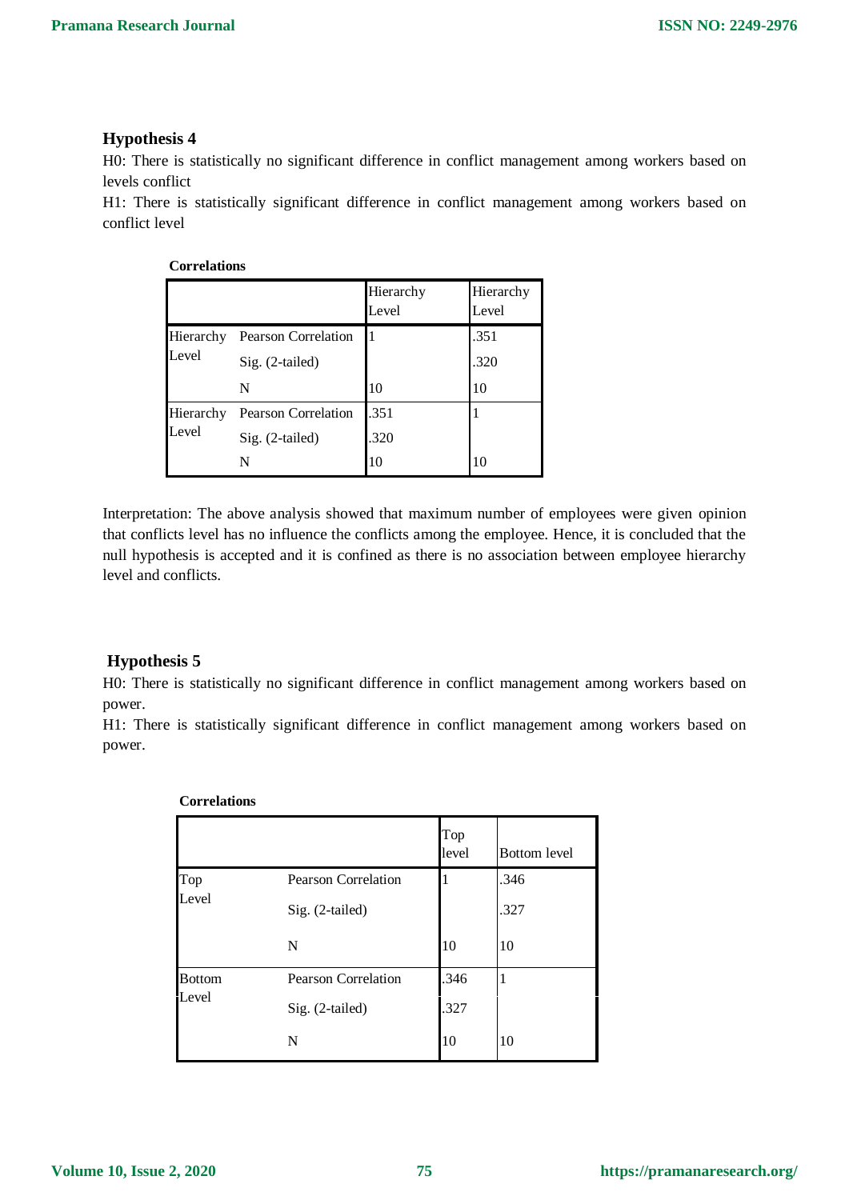### Hypothesis 4

H0: There is statistically no significant difference in conflict management among workers based on levels conflict

H1: There is statistically significant difference in conflict management among workers based on conflict level

**Correlations**

| | | Hierarchy Level | Hierarchy Level |
|---|---|---|---|
| Hierarchy Level | Pearson Correlation | 1 | .351 |
| | Sig. (2-tailed) | | .320 |
| | N | 10 | 10 |
| Hierarchy Level | Pearson Correlation | .351 | 1 |
| | Sig. (2-tailed) | .320 | |
| | N | 10 | 10 |

Interpretation: The above analysis showed that maximum number of employees were given opinion that conflicts level has no influence the conflicts among the employee. Hence, it is concluded that the null hypothesis is accepted and it is confined as there is no association between employee hierarchy level and conflicts.

### Hypothesis 5

H0: There is statistically no significant difference in conflict management among workers based on power.

H1: There is statistically significant difference in conflict management among workers based on power.

**Correlations**

| | | Top level | Bottom level |
|---|---|---|---|
| Top Level | Pearson Correlation | 1 | .346 |
| | Sig. (2-tailed) | | .327 |
| | N | 10 | 10 |
| Bottom Level | Pearson Correlation | .346 | 1 |
| | Sig. (2-tailed) | .327 | |
| | N | 10 | 10 |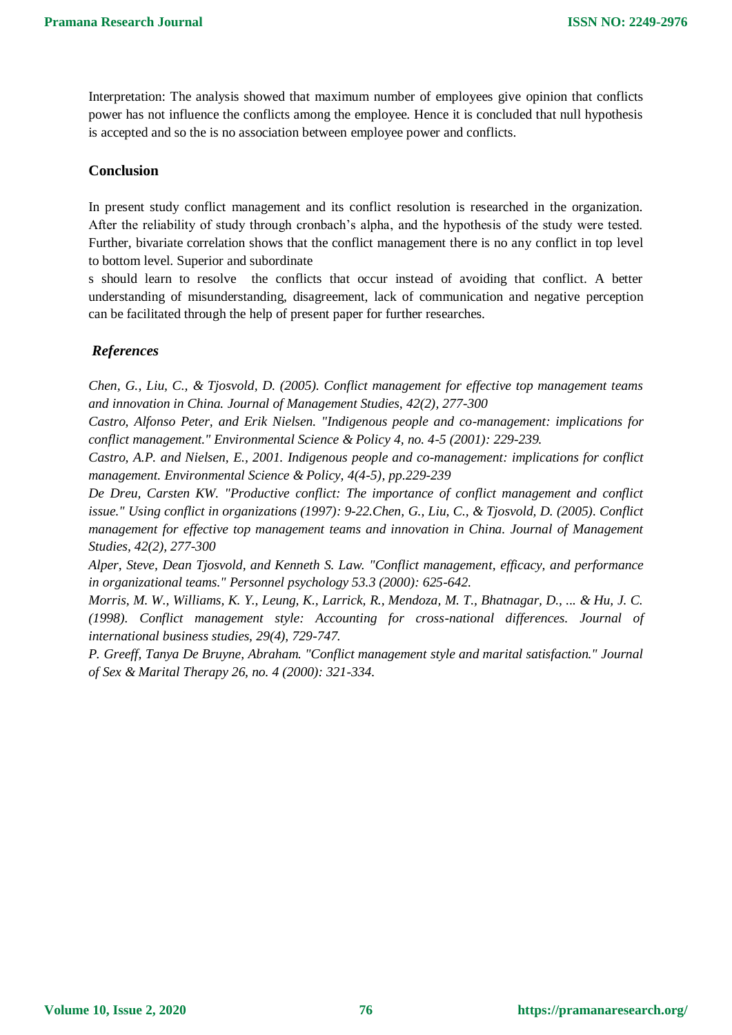Interpretation: The analysis showed that maximum number of employees give opinion that conflicts power has not influence the conflicts among the employee. Hence it is concluded that null hypothesis is accepted and so the is no association between employee power and conflicts.

## Conclusion

In present study conflict management and its conflict resolution is researched in the organization. After the reliability of study through cronbach's alpha, and the hypothesis of the study were tested. Further, bivariate correlation shows that the conflict management there is no any conflict in top level to bottom level. Superior and subordinate

s should learn to resolve the conflicts that occur instead of avoiding that conflict. A better understanding of misunderstanding, disagreement, lack of communication and negative perception can be facilitated through the help of present paper for further researches.

## *References*

*Chen, G., Liu, C., & Tjosvold, D. (2005). Conflict management for effective top management teams and innovation in China. Journal of Management Studies, 42(2), 277-300*

*Castro, Alfonso Peter, and Erik Nielsen. "Indigenous people and co-management: implications for conflict management." Environmental Science & Policy 4, no. 4-5 (2001): 229-239.*

*Castro, A.P. and Nielsen, E., 2001. Indigenous people and co-management: implications for conflict management. Environmental Science & Policy, 4(4-5), pp.229-239*

*De Dreu, Carsten KW. "Productive conflict: The importance of conflict management and conflict issue." Using conflict in organizations (1997): 9-22.Chen, G., Liu, C., & Tjosvold, D. (2005). Conflict management for effective top management teams and innovation in China. Journal of Management Studies, 42(2), 277-300*

*Alper, Steve, Dean Tjosvold, and Kenneth S. Law. "Conflict management, efficacy, and performance in organizational teams." Personnel psychology 53.3 (2000): 625-642.*

*Morris, M. W., Williams, K. Y., Leung, K., Larrick, R., Mendoza, M. T., Bhatnagar, D., ... & Hu, J. C. (1998). Conflict management style: Accounting for cross-national differences. Journal of international business studies, 29(4), 729-747.*

*P. Greeff, Tanya De Bruyne, Abraham. "Conflict management style and marital satisfaction." Journal of Sex & Marital Therapy 26, no. 4 (2000): 321-334.*